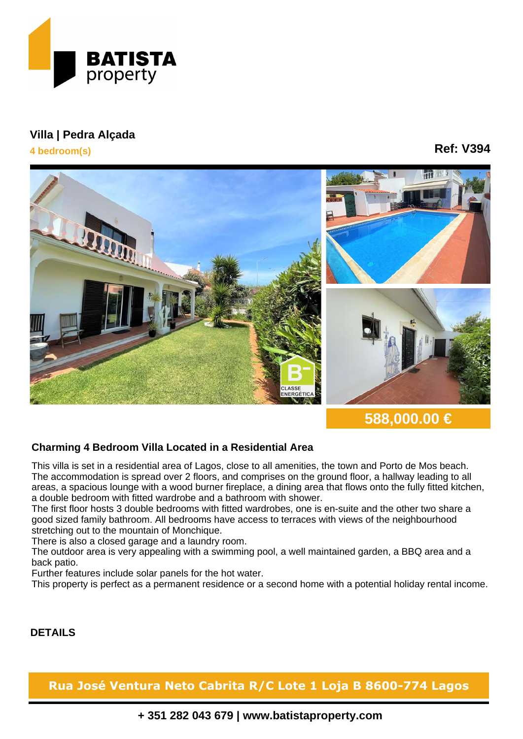# Villa | Pedra Alçada

**4 bedroom(s)**

**Ref: V394**

**588,000.00 €**

## Charming 4 Bedroom Villa Located in a Residential Area

This villa is set in a residential area of Lagos, close to all amenities, the town and Porto de Mos beach. The accommodation is spread over 2 floors, and comprises on the ground floor, a hallway leading to all areas, a spacious lounge with a wood burner fireplace, a dining area that flows onto the fully fitted kitchen, a double bedroom with fitted wardrobe and a bathroom with shower.

The first floor hosts 3 double bedrooms with fitted wardrobes, one is en-suite and the other two share a good sized family bathroom. All bedrooms have access to terraces with views of the neighbourhood stretching out to the mountain of Monchique.

There is also a closed garage and a laundry room.

The outdoor area is very appealing with a swimming pool, a well maintained garden, a BBQ area and a back patio.

Further features include solar panels for the hot water.

This property is perfect as a permanent residence or a second home with a potential holiday rental income.

### DETAILS

**Rua José Ventura Neto Cabrita R/C Lote 1 Loja B 8600-774 Lagos**

**+ 351 282 043 679 | www.batistaproperty.com**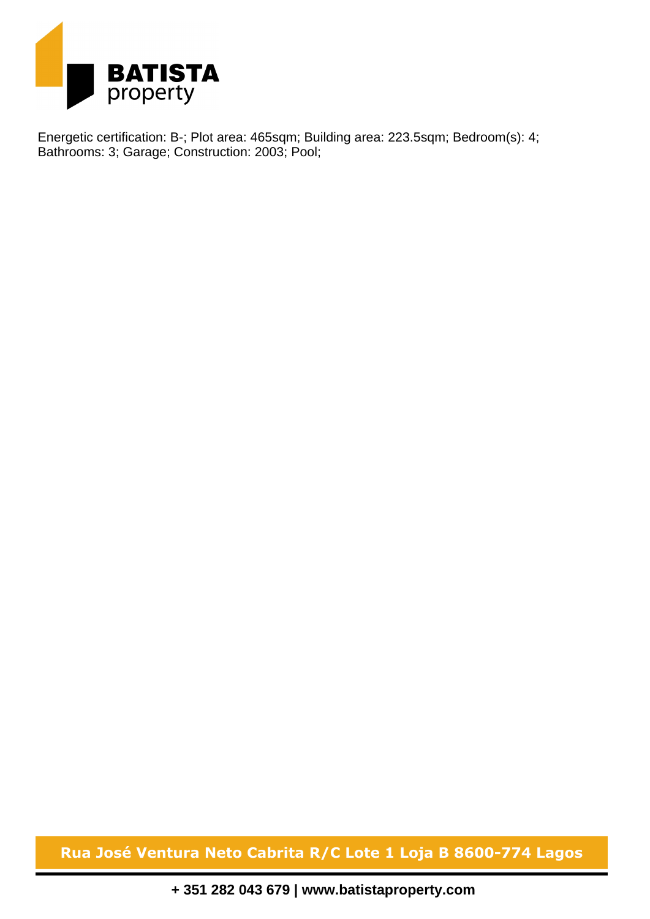Energetic certification: B-; Plot area: 465sqm; Building area: 223.5sqm; Bedroom(s): 4; Bathrooms: 3; Garage; Construction: 2003; Pool;